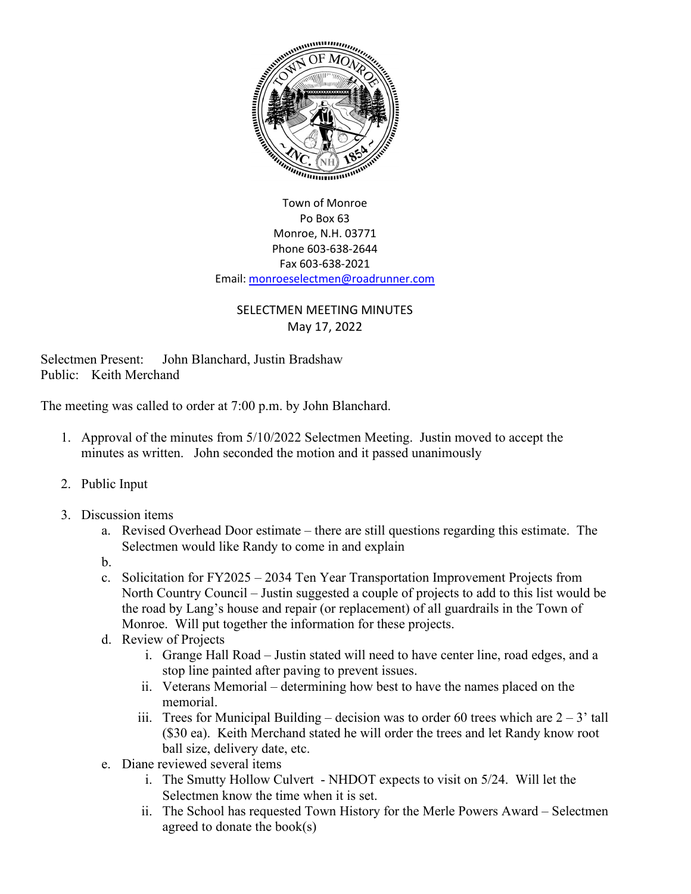Town of Monroe
Po Box 63
Monroe, N.H. 03771
Phone 603-638-2644
Fax 603-638-2021
Email: monroeselectmen@roadrunner.com

SELECTMEN MEETING MINUTES
May 17, 2022

Selectmen Present: John Blanchard, Justin Bradshaw
Public: Keith Merchand

The meeting was called to order at 7:00 p.m. by John Blanchard.

1. Approval of the minutes from 5/10/2022 Selectmen Meeting. Justin moved to accept the minutes as written. John seconded the motion and it passed unanimously
2. Public Input
3. Discussion items
   a. Revised Overhead Door estimate – there are still questions regarding this estimate. The Selectmen would like Randy to come in and explain
   b.
   c. Solicitation for FY2025 – 2034 Ten Year Transportation Improvement Projects from North Country Council – Justin suggested a couple of projects to add to this list would be the road by Lang's house and repair (or replacement) of all guardrails in the Town of Monroe. Will put together the information for these projects.
   d. Review of Projects
      i. Grange Hall Road – Justin stated will need to have center line, road edges, and a stop line painted after paving to prevent issues.
      ii. Veterans Memorial – determining how best to have the names placed on the memorial.
      iii. Trees for Municipal Building – decision was to order 60 trees which are 2 – 3' tall ($30 ea). Keith Merchand stated he will order the trees and let Randy know root ball size, delivery date, etc.
   e. Diane reviewed several items
      i. The Smutty Hollow Culvert - NHDOT expects to visit on 5/24. Will let the Selectmen know the time when it is set.
      ii. The School has requested Town History for the Merle Powers Award – Selectmen agreed to donate the book(s)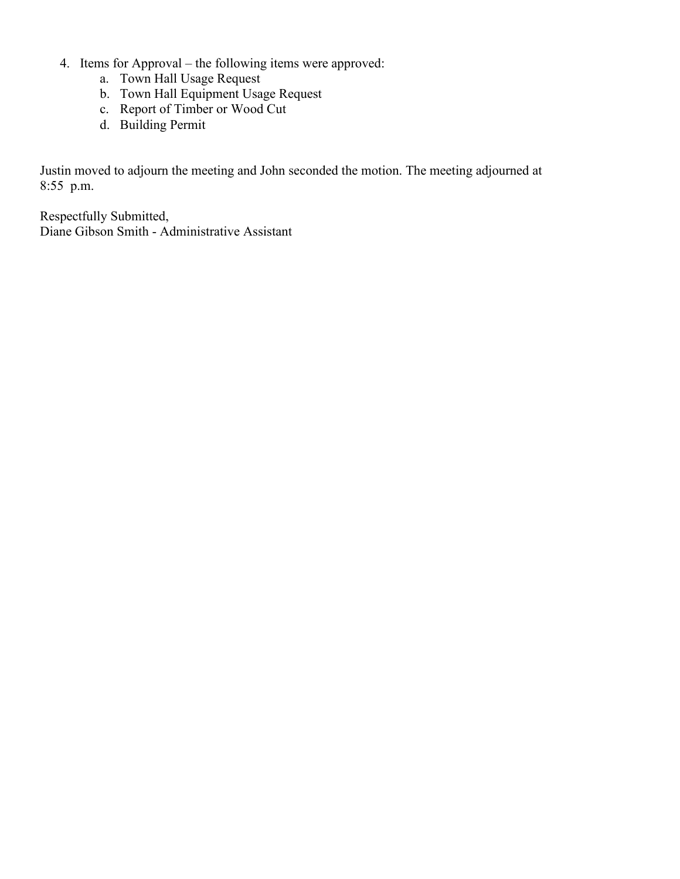4. Items for Approval – the following items were approved:
    a. Town Hall Usage Request
    b. Town Hall Equipment Usage Request
    c. Report of Timber or Wood Cut
    d. Building Permit

Justin moved to adjourn the meeting and John seconded the motion. The meeting adjourned at 8:55 p.m.

Respectfully Submitted,
Diane Gibson Smith - Administrative Assistant